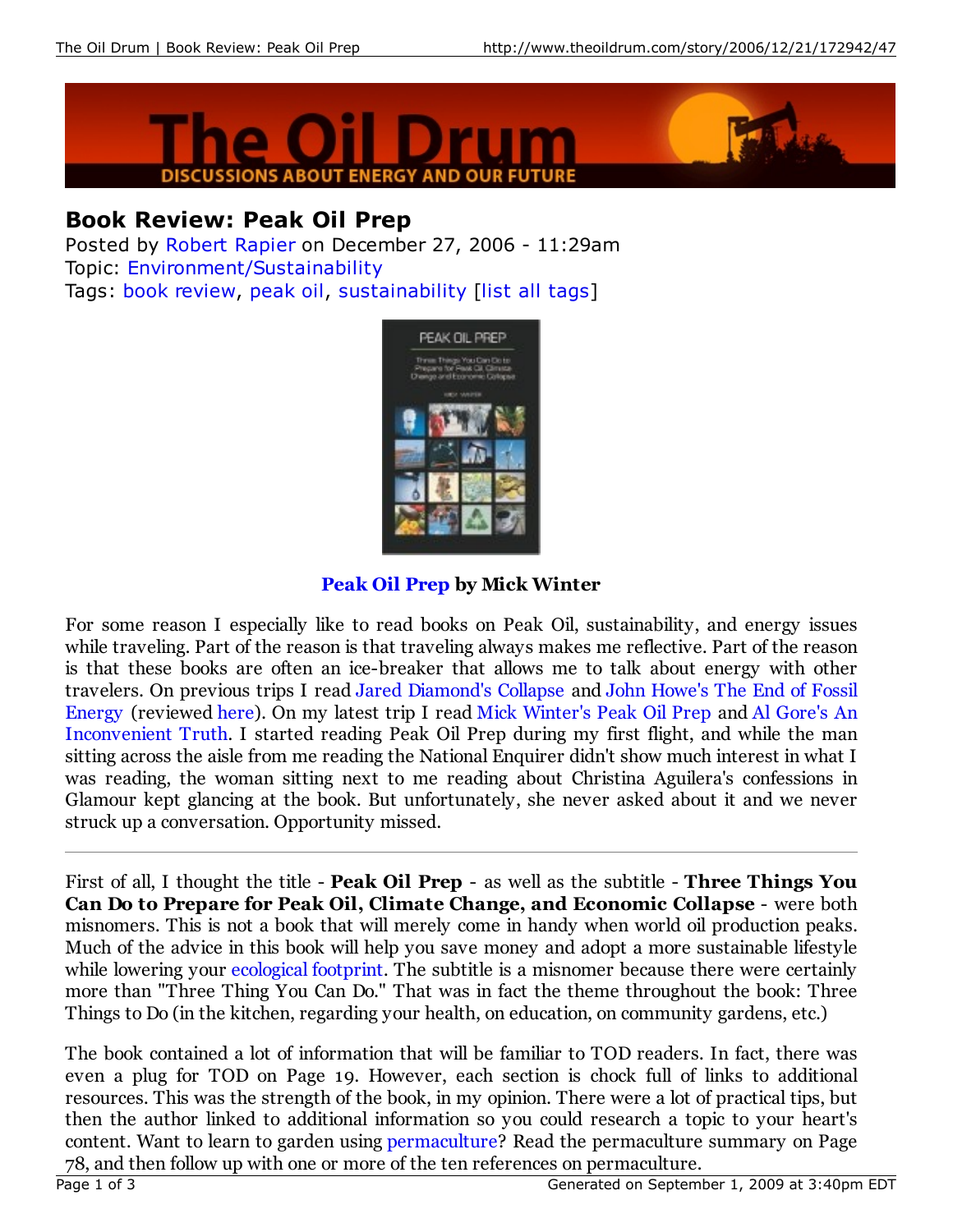# Book Review: Peak Oil Prep

Posted by Robert Rapier on December 27, 2006 - 11:29am
Topic: Environment/Sustainability
Tags: book review, peak oil, sustainability [list all tags]

**Peak Oil Prep by Mick Winter**

For some reason I especially like to read books on Peak Oil, sustainability, and energy issues while traveling. Part of the reason is that traveling always makes me reflective. Part of the reason is that these books are often an ice-breaker that allows me to talk about energy with other travelers. On previous trips I read Jared Diamond's Collapse and John Howe's The End of Fossil Energy (reviewed here). On my latest trip I read Mick Winter's Peak Oil Prep and Al Gore's An Inconvenient Truth. I started reading Peak Oil Prep during my first flight, and while the man sitting across the aisle from me reading the National Enquirer didn't show much interest in what I was reading, the woman sitting next to me reading about Christina Aguilera's confessions in Glamour kept glancing at the book. But unfortunately, she never asked about it and we never struck up a conversation. Opportunity missed.

---

First of all, I thought the title - **Peak Oil Prep** - as well as the subtitle - **Three Things You Can Do to Prepare for Peak Oil, Climate Change, and Economic Collapse** - were both misnomers. This is not a book that will merely come in handy when world oil production peaks. Much of the advice in this book will help you save money and adopt a more sustainable lifestyle while lowering your ecological footprint. The subtitle is a misnomer because there were certainly more than "Three Thing You Can Do." That was in fact the theme throughout the book: Three Things to Do (in the kitchen, regarding your health, on education, on community gardens, etc.)

The book contained a lot of information that will be familiar to TOD readers. In fact, there was even a plug for TOD on Page 19. However, each section is chock full of links to additional resources. This was the strength of the book, in my opinion. There were a lot of practical tips, but then the author linked to additional information so you could research a topic to your heart's content. Want to learn to garden using permaculture? Read the permaculture summary on Page 78, and then follow up with one or more of the ten references on permaculture.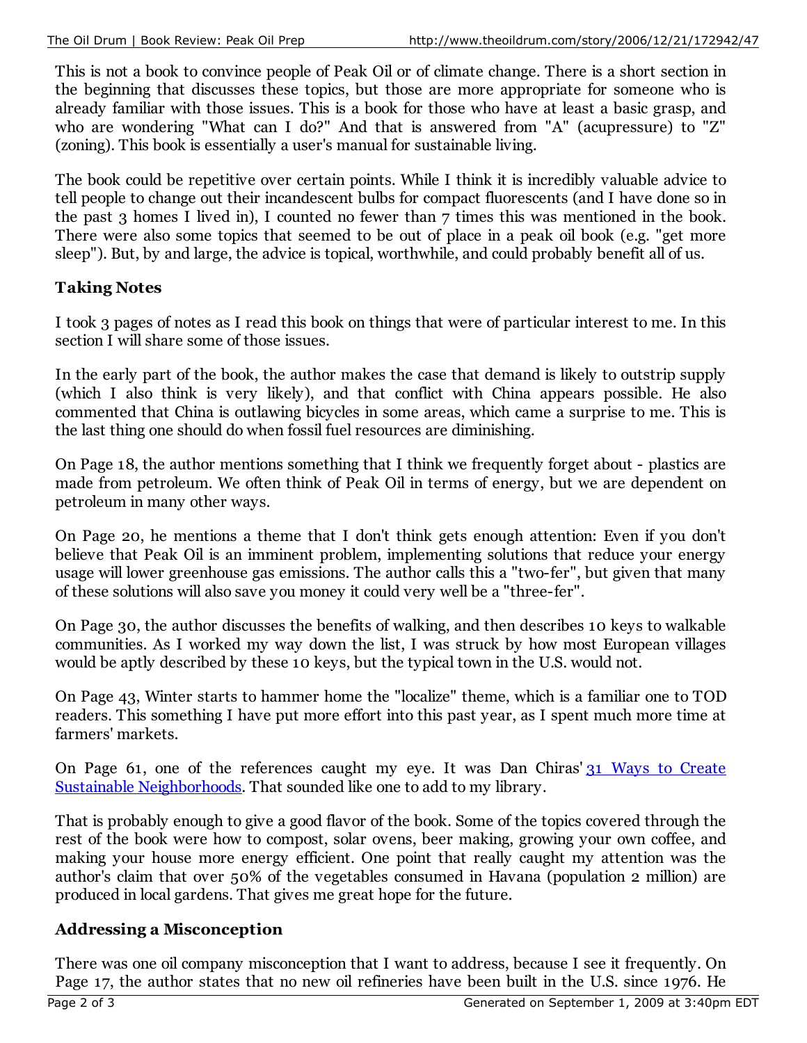This is not a book to convince people of Peak Oil or of climate change. There is a short section in the beginning that discusses these topics, but those are more appropriate for someone who is already familiar with those issues. This is a book for those who have at least a basic grasp, and who are wondering "What can I do?" And that is answered from "A" (acupressure) to "Z" (zoning). This book is essentially a user's manual for sustainable living.

The book could be repetitive over certain points. While I think it is incredibly valuable advice to tell people to change out their incandescent bulbs for compact fluorescents (and I have done so in the past 3 homes I lived in), I counted no fewer than 7 times this was mentioned in the book. There were also some topics that seemed to be out of place in a peak oil book (e.g. "get more sleep"). But, by and large, the advice is topical, worthwhile, and could probably benefit all of us.

### Taking Notes

I took 3 pages of notes as I read this book on things that were of particular interest to me. In this section I will share some of those issues.

In the early part of the book, the author makes the case that demand is likely to outstrip supply (which I also think is very likely), and that conflict with China appears possible. He also commented that China is outlawing bicycles in some areas, which came a surprise to me. This is the last thing one should do when fossil fuel resources are diminishing.

On Page 18, the author mentions something that I think we frequently forget about - plastics are made from petroleum. We often think of Peak Oil in terms of energy, but we are dependent on petroleum in many other ways.

On Page 20, he mentions a theme that I don't think gets enough attention: Even if you don't believe that Peak Oil is an imminent problem, implementing solutions that reduce your energy usage will lower greenhouse gas emissions. The author calls this a "two-fer", but given that many of these solutions will also save you money it could very well be a "three-fer".

On Page 30, the author discusses the benefits of walking, and then describes 10 keys to walkable communities. As I worked my way down the list, I was struck by how most European villages would be aptly described by these 10 keys, but the typical town in the U.S. would not.

On Page 43, Winter starts to hammer home the "localize" theme, which is a familiar one to TOD readers. This something I have put more effort into this past year, as I spent much more time at farmers' markets.

On Page 61, one of the references caught my eye. It was Dan Chiras' [31 Ways to Create Sustainable Neighborhoods](). That sounded like one to add to my library.

That is probably enough to give a good flavor of the book. Some of the topics covered through the rest of the book were how to compost, solar ovens, beer making, growing your own coffee, and making your house more energy efficient. One point that really caught my attention was the author's claim that over 50% of the vegetables consumed in Havana (population 2 million) are produced in local gardens. That gives me great hope for the future.

### Addressing a Misconception

There was one oil company misconception that I want to address, because I see it frequently. On Page 17, the author states that no new oil refineries have been built in the U.S. since 1976. He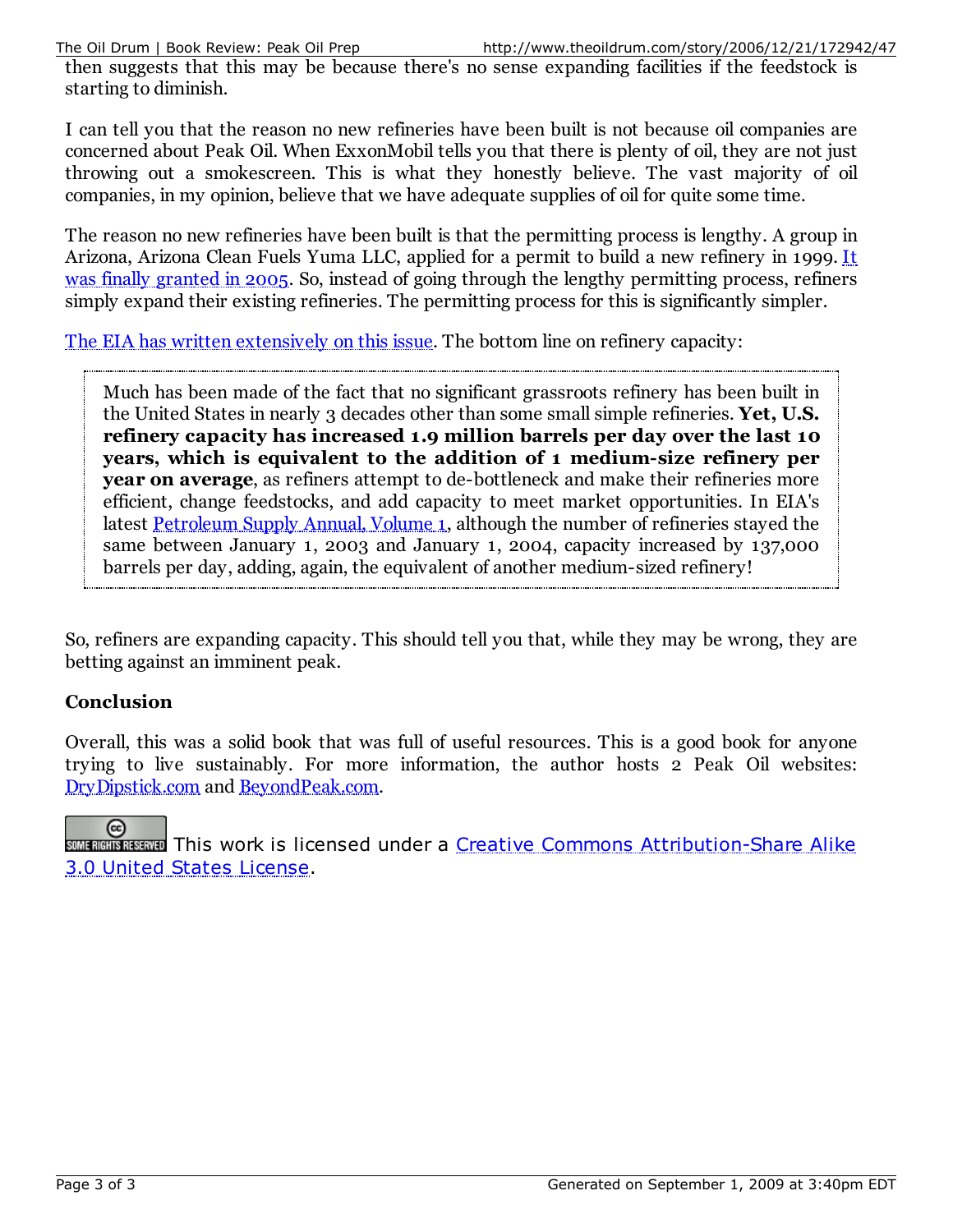then suggests that this may be because there's no sense expanding facilities if the feedstock is starting to diminish.

I can tell you that the reason no new refineries have been built is not because oil companies are concerned about Peak Oil. When ExxonMobil tells you that there is plenty of oil, they are not just throwing out a smokescreen. This is what they honestly believe. The vast majority of oil companies, in my opinion, believe that we have adequate supplies of oil for quite some time.

The reason no new refineries have been built is that the permitting process is lengthy. A group in Arizona, Arizona Clean Fuels Yuma LLC, applied for a permit to build a new refinery in 1999. It was finally granted in 2005. So, instead of going through the lengthy permitting process, refiners simply expand their existing refineries. The permitting process for this is significantly simpler.

The EIA has written extensively on this issue. The bottom line on refinery capacity:

> Much has been made of the fact that no significant grassroots refinery has been built in the United States in nearly 3 decades other than some small simple refineries. **Yet, U.S. refinery capacity has increased 1.9 million barrels per day over the last 10 years, which is equivalent to the addition of 1 medium-size refinery per year on average**, as refiners attempt to de-bottleneck and make their refineries more efficient, change feedstocks, and add capacity to meet market opportunities. In EIA's latest Petroleum Supply Annual, Volume 1, although the number of refineries stayed the same between January 1, 2003 and January 1, 2004, capacity increased by 137,000 barrels per day, adding, again, the equivalent of another medium-sized refinery!

So, refiners are expanding capacity. This should tell you that, while they may be wrong, they are betting against an imminent peak.

### Conclusion

Overall, this was a solid book that was full of useful resources. This is a good book for anyone trying to live sustainably. For more information, the author hosts 2 Peak Oil websites: DryDipstick.com and BeyondPeak.com.

This work is licensed under a Creative Commons Attribution-Share Alike 3.0 United States License.